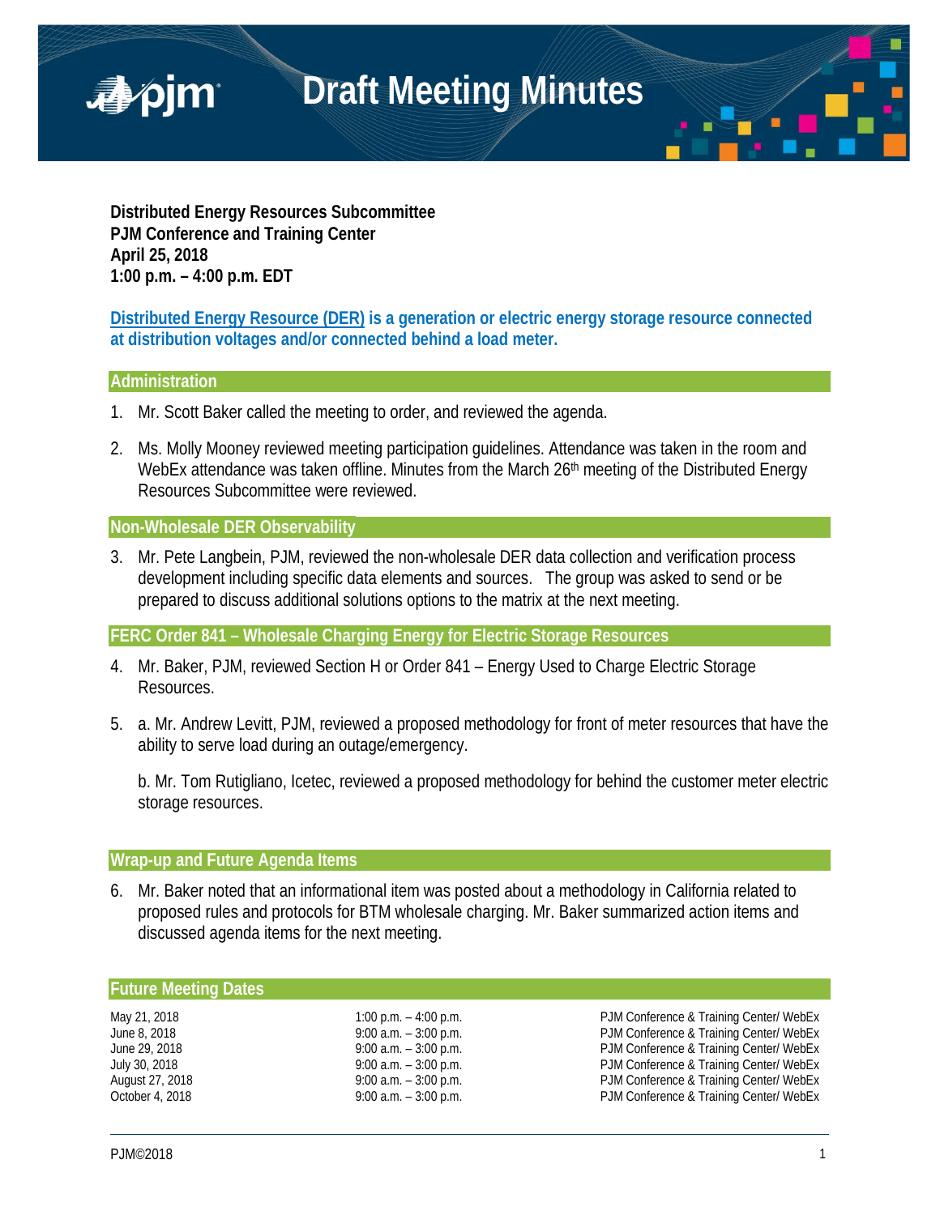# Draft Meeting Minutes

**Distributed Energy Resources Subcommittee**
**PJM Conference and Training Center**
**April 25, 2018**
**1:00 p.m. – 4:00 p.m. EDT**

**Distributed Energy Resource (DER) is a generation or electric energy storage resource connected at distribution voltages and/or connected behind a load meter.**

## Administration

1. Mr. Scott Baker called the meeting to order, and reviewed the agenda.

2. Ms. Molly Mooney reviewed meeting participation guidelines. Attendance was taken in the room and WebEx attendance was taken offline. Minutes from the March 26th meeting of the Distributed Energy Resources Subcommittee were reviewed.

## Non-Wholesale DER Observability

3. Mr. Pete Langbein, PJM, reviewed the non-wholesale DER data collection and verification process development including specific data elements and sources. The group was asked to send or be prepared to discuss additional solutions options to the matrix at the next meeting.

## FERC Order 841 – Wholesale Charging Energy for Electric Storage Resources

4. Mr. Baker, PJM, reviewed Section H or Order 841 – Energy Used to Charge Electric Storage Resources.

5. a. Mr. Andrew Levitt, PJM, reviewed a proposed methodology for front of meter resources that have the ability to serve load during an outage/emergency.

   b. Mr. Tom Rutigliano, Icetec, reviewed a proposed methodology for behind the customer meter electric storage resources.

## Wrap-up and Future Agenda Items

6. Mr. Baker noted that an informational item was posted about a methodology in California related to proposed rules and protocols for BTM wholesale charging. Mr. Baker summarized action items and discussed agenda items for the next meeting.

## Future Meeting Dates

| | | |
|---|---|---|
| May 21, 2018 | 1:00 p.m. – 4:00 p.m. | PJM Conference & Training Center/ WebEx |
| June 8, 2018 | 9:00 a.m. – 3:00 p.m. | PJM Conference & Training Center/ WebEx |
| June 29, 2018 | 9:00 a.m. – 3:00 p.m. | PJM Conference & Training Center/ WebEx |
| July 30, 2018 | 9:00 a.m. – 3:00 p.m. | PJM Conference & Training Center/ WebEx |
| August 27, 2018 | 9:00 a.m. – 3:00 p.m. | PJM Conference & Training Center/ WebEx |
| October 4, 2018 | 9:00 a.m. – 3:00 p.m. | PJM Conference & Training Center/ WebEx |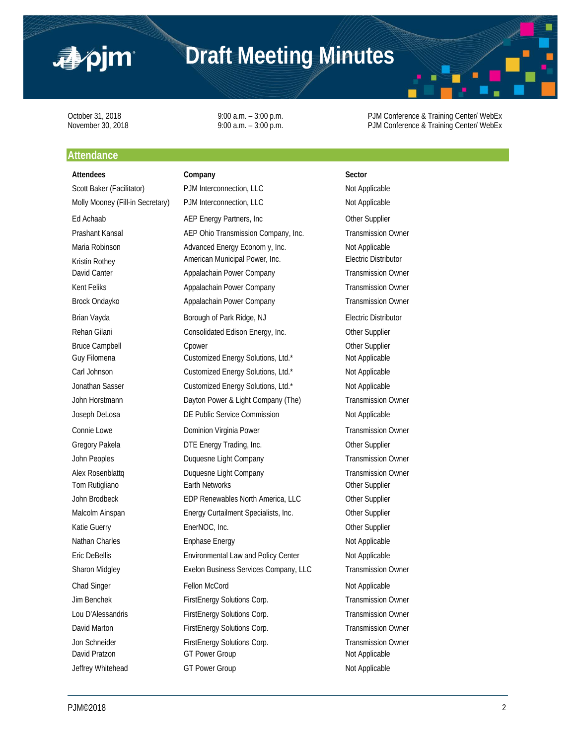# Draft Meeting Minutes

October 31, 2018 9:00 a.m. – 3:00 p.m. PJM Conference & Training Center/ WebEx
November 30, 2018 9:00 a.m. – 3:00 p.m. PJM Conference & Training Center/ WebEx

## Attendance

| Attendees | Company | Sector |
|---|---|---|
| Scott Baker (Facilitator) | PJM Interconnection, LLC | Not Applicable |
| Molly Mooney (Fill-in Secretary) | PJM Interconnection, LLC | Not Applicable |
| Ed Achaab | AEP Energy Partners, Inc | Other Supplier |
| Prashant Kansal | AEP Ohio Transmission Company, Inc. | Transmission Owner |
| Maria Robinson | Advanced Energy Econom y, Inc. | Not Applicable |
| Kristin Rothey | American Municipal Power, Inc. | Electric Distributor |
| David Canter | Appalachain Power Company | Transmission Owner |
| Kent Feliks | Appalachain Power Company | Transmission Owner |
| Brock Ondayko | Appalachain Power Company | Transmission Owner |
| Brian Vayda | Borough of Park Ridge, NJ | Electric Distributor |
| Rehan Gilani | Consolidated Edison Energy, Inc. | Other Supplier |
| Bruce Campbell | Cpower | Other Supplier |
| Guy Filomena | Customized Energy Solutions, Ltd.* | Not Applicable |
| Carl Johnson | Customized Energy Solutions, Ltd.* | Not Applicable |
| Jonathan Sasser | Customized Energy Solutions, Ltd.* | Not Applicable |
| John Horstmann | Dayton Power & Light Company (The) | Transmission Owner |
| Joseph DeLosa | DE Public Service Commission | Not Applicable |
| Connie Lowe | Dominion Virginia Power | Transmission Owner |
| Gregory Pakela | DTE Energy Trading, Inc. | Other Supplier |
| John Peoples | Duquesne Light Company | Transmission Owner |
| Alex Rosenblattq | Duquesne Light Company | Transmission Owner |
| Tom Rutigliano | Earth Networks | Other Supplier |
| John Brodbeck | EDP Renewables North America, LLC | Other Supplier |
| Malcolm Ainspan | Energy Curtailment Specialists, Inc. | Other Supplier |
| Katie Guerry | EnerNOC, Inc. | Other Supplier |
| Nathan Charles | Enphase Energy | Not Applicable |
| Eric DeBellis | Environmental Law and Policy Center | Not Applicable |
| Sharon Midgley | Exelon Business Services Company, LLC | Transmission Owner |
| Chad Singer | Fellon McCord | Not Applicable |
| Jim Benchek | FirstEnergy Solutions Corp. | Transmission Owner |
| Lou D'Alessandris | FirstEnergy Solutions Corp. | Transmission Owner |
| David Marton | FirstEnergy Solutions Corp. | Transmission Owner |
| Jon Schneider | FirstEnergy Solutions Corp. | Transmission Owner |
| David Pratzon | GT Power Group | Not Applicable |
| Jeffrey Whitehead | GT Power Group | Not Applicable |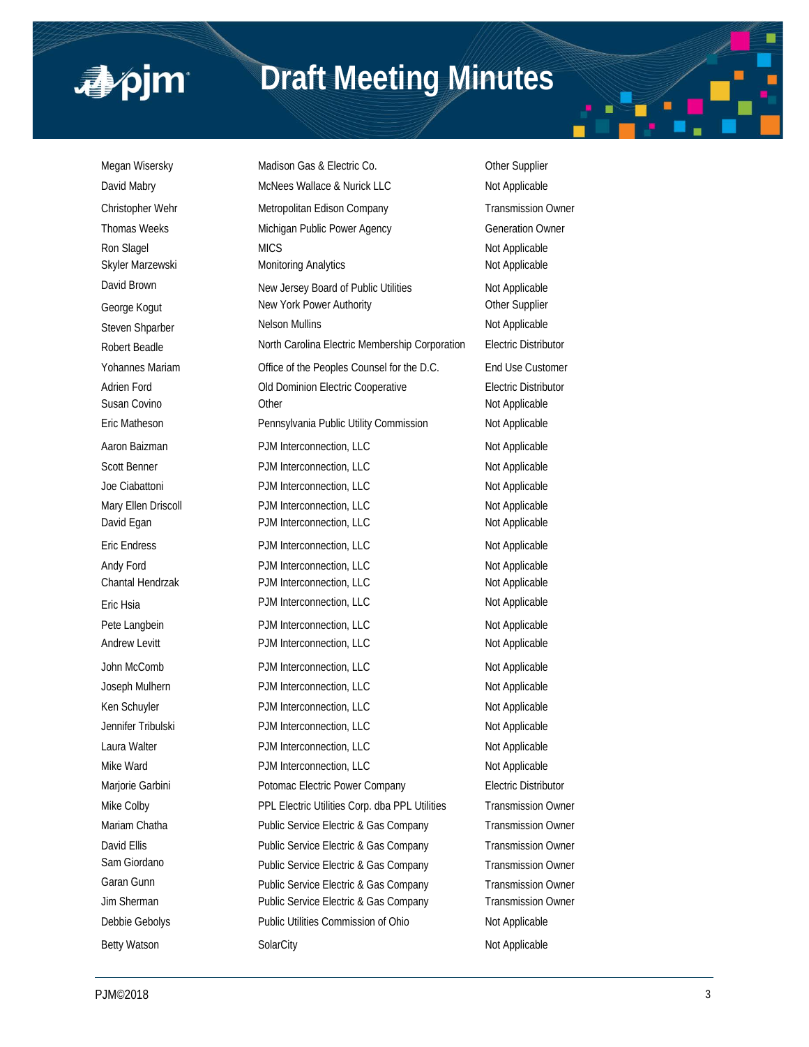| | | |
|---|---|---|
| Megan Wisersky | Madison Gas & Electric Co. | Other Supplier |
| David Mabry | McNees Wallace & Nurick LLC | Not Applicable |
| Christopher Wehr | Metropolitan Edison Company | Transmission Owner |
| Thomas Weeks | Michigan Public Power Agency | Generation Owner |
| Ron Slagel | MICS | Not Applicable |
| Skyler Marzewski | Monitoring Analytics | Not Applicable |
| David Brown | New Jersey Board of Public Utilities | Not Applicable |
| George Kogut | New York Power Authority | Other Supplier |
| Steven Shparber | Nelson Mullins | Not Applicable |
| Robert Beadle | North Carolina Electric Membership Corporation | Electric Distributor |
| Yohannes Mariam | Office of the Peoples Counsel for the D.C. | End Use Customer |
| Adrien Ford | Old Dominion Electric Cooperative | Electric Distributor |
| Susan Covino | Other | Not Applicable |
| Eric Matheson | Pennsylvania Public Utility Commission | Not Applicable |
| Aaron Baizman | PJM Interconnection, LLC | Not Applicable |
| Scott Benner | PJM Interconnection, LLC | Not Applicable |
| Joe Ciabattoni | PJM Interconnection, LLC | Not Applicable |
| Mary Ellen Driscoll | PJM Interconnection, LLC | Not Applicable |
| David Egan | PJM Interconnection, LLC | Not Applicable |
| Eric Endress | PJM Interconnection, LLC | Not Applicable |
| Andy Ford | PJM Interconnection, LLC | Not Applicable |
| Chantal Hendrzak | PJM Interconnection, LLC | Not Applicable |
| Eric Hsia | PJM Interconnection, LLC | Not Applicable |
| Pete Langbein | PJM Interconnection, LLC | Not Applicable |
| Andrew Levitt | PJM Interconnection, LLC | Not Applicable |
| John McComb | PJM Interconnection, LLC | Not Applicable |
| Joseph Mulhern | PJM Interconnection, LLC | Not Applicable |
| Ken Schuyler | PJM Interconnection, LLC | Not Applicable |
| Jennifer Tribulski | PJM Interconnection, LLC | Not Applicable |
| Laura Walter | PJM Interconnection, LLC | Not Applicable |
| Mike Ward | PJM Interconnection, LLC | Not Applicable |
| Marjorie Garbini | Potomac Electric Power Company | Electric Distributor |
| Mike Colby | PPL Electric Utilities Corp. dba PPL Utilities | Transmission Owner |
| Mariam Chatha | Public Service Electric & Gas Company | Transmission Owner |
| David Ellis | Public Service Electric & Gas Company | Transmission Owner |
| Sam Giordano | Public Service Electric & Gas Company | Transmission Owner |
| Garan Gunn | Public Service Electric & Gas Company | Transmission Owner |
| Jim Sherman | Public Service Electric & Gas Company | Transmission Owner |
| Debbie Gebolys | Public Utilities Commission of Ohio | Not Applicable |
| Betty Watson | SolarCity | Not Applicable |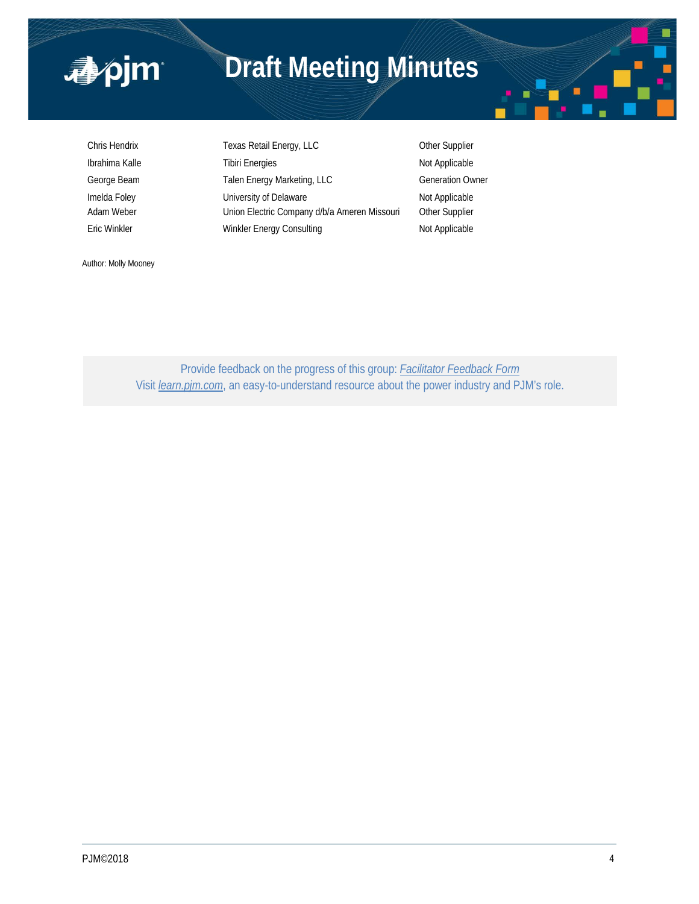# Draft Meeting Minutes

| | | |
|---|---|---|
| Chris Hendrix | Texas Retail Energy, LLC | Other Supplier |
| Ibrahima Kalle | Tibiri Energies | Not Applicable |
| George Beam | Talen Energy Marketing, LLC | Generation Owner |
| Imelda Foley | University of Delaware | Not Applicable |
| Adam Weber | Union Electric Company d/b/a Ameren Missouri | Other Supplier |
| Eric Winkler | Winkler Energy Consulting | Not Applicable |

Author: Molly Mooney

Provide feedback on the progress of this group: *Facilitator Feedback Form*
Visit *learn.pjm.com*, an easy-to-understand resource about the power industry and PJM's role.

PJM©2018